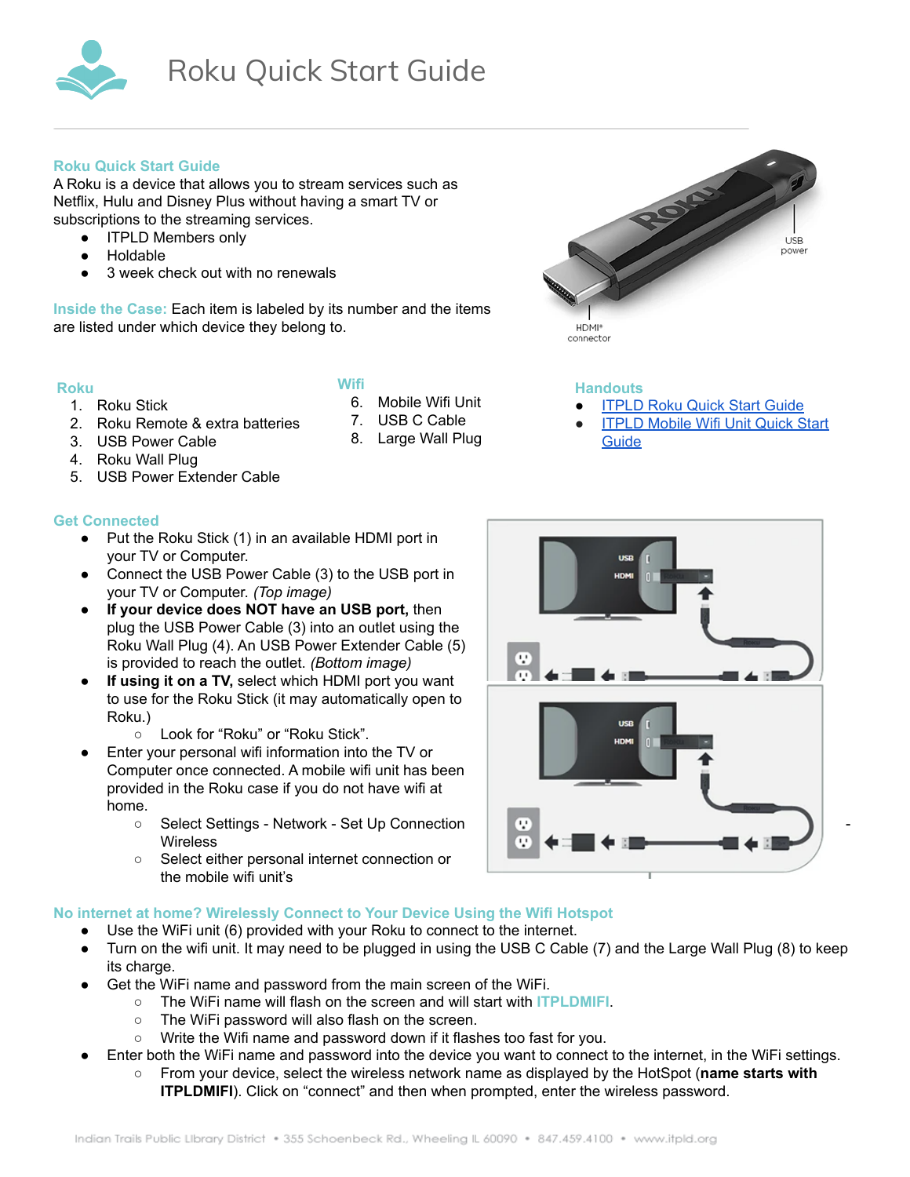# Roku Quick Start Guide

## Roku Quick Start Guide

A Roku is a device that allows you to stream services such as Netflix, Hulu and Disney Plus without having a smart TV or subscriptions to the streaming services.

- ITPLD Members only
- Holdable
- 3 week check out with no renewals

**Inside the Case:** Each item is labeled by its number and the items are listed under which device they belong to.

### Roku

1. Roku Stick
2. Roku Remote & extra batteries
3. USB Power Cable
4. Roku Wall Plug
5. USB Power Extender Cable

### Wifi

6. Mobile Wifi Unit
7. USB C Cable
8. Large Wall Plug

### Handouts

- [ITPLD Roku Quick Start Guide]()
- [ITPLD Mobile Wifi Unit Quick Start Guide]()

## Get Connected

- Put the Roku Stick (1) in an available HDMI port in your TV or Computer.
- Connect the USB Power Cable (3) to the USB port in your TV or Computer. *(Top image)*
- **If your device does NOT have an USB port,** then plug the USB Power Cable (3) into an outlet using the Roku Wall Plug (4). An USB Power Extender Cable (5) is provided to reach the outlet. *(Bottom image)*
- **If using it on a TV,** select which HDMI port you want to use for the Roku Stick (it may automatically open to Roku.)
  - Look for "Roku" or "Roku Stick".
- Enter your personal wifi information into the TV or Computer once connected. A mobile wifi unit has been provided in the Roku case if you do not have wifi at home.
  - Select Settings - Network - Set Up Connection Wireless
  - Select either personal internet connection or the mobile wifi unit's

## No internet at home? Wirelessly Connect to Your Device Using the Wifi Hotspot

- Use the WiFi unit (6) provided with your Roku to connect to the internet.
- Turn on the wifi unit. It may need to be plugged in using the USB C Cable (7) and the Large Wall Plug (8) to keep its charge.
- Get the WiFi name and password from the main screen of the WiFi.
  - The WiFi name will flash on the screen and will start with ITPLDMIFI.
  - The WiFi password will also flash on the screen.
  - Write the Wifi name and password down if it flashes too fast for you.
- Enter both the WiFi name and password into the device you want to connect to the internet, in the WiFi settings.
  - From your device, select the wireless network name as displayed by the HotSpot (**name starts with ITPLDMIFI**). Click on "connect" and then when prompted, enter the wireless password.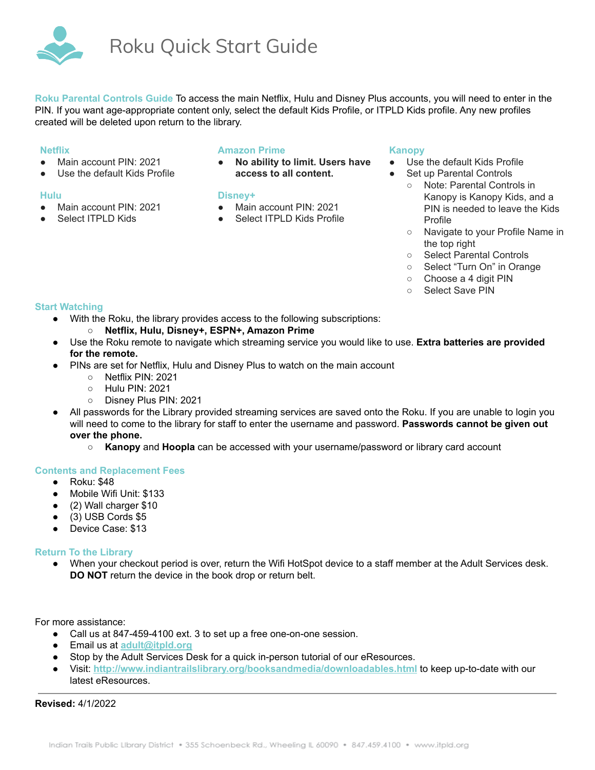# Roku Quick Start Guide

**Roku Parental Controls Guide** To access the main Netflix, Hulu and Disney Plus accounts, you will need to enter in the PIN. If you want age-appropriate content only, select the default Kids Profile, or ITPLD Kids profile. Any new profiles created will be deleted upon return to the library.

### Netflix
- Main account PIN: 2021
- Use the default Kids Profile

### Hulu
- Main account PIN: 2021
- Select ITPLD Kids

### Amazon Prime
- **No ability to limit. Users have access to all content.**

### Disney+
- Main account PIN: 2021
- Select ITPLD Kids Profile

### Kanopy
- Use the default Kids Profile
- Set up Parental Controls
  - Note: Parental Controls in Kanopy is Kanopy Kids, and a PIN is needed to leave the Kids Profile
  - Navigate to your Profile Name in the top right
  - Select Parental Controls
  - Select "Turn On" in Orange
  - Choose a 4 digit PIN
  - Select Save PIN

### Start Watching
- With the Roku, the library provides access to the following subscriptions:
  - **Netflix, Hulu, Disney+, ESPN+, Amazon Prime**
- Use the Roku remote to navigate which streaming service you would like to use. **Extra batteries are provided for the remote.**
- PINs are set for Netflix, Hulu and Disney Plus to watch on the main account
  - Netflix PIN: 2021
  - Hulu PIN: 2021
  - Disney Plus PIN: 2021
- All passwords for the Library provided streaming services are saved onto the Roku. If you are unable to login you will need to come to the library for staff to enter the username and password. **Passwords cannot be given out over the phone.**
  - **Kanopy** and **Hoopla** can be accessed with your username/password or library card account

### Contents and Replacement Fees
- Roku: $48
- Mobile Wifi Unit: $133
- (2) Wall charger $10
- (3) USB Cords $5
- Device Case: $13

### Return To the Library
- When your checkout period is over, return the Wifi HotSpot device to a staff member at the Adult Services desk. **DO NOT** return the device in the book drop or return belt.

For more assistance:
- Call us at 847-459-4100 ext. 3 to set up a free one-on-one session.
- Email us at adult@itpld.org
- Stop by the Adult Services Desk for a quick in-person tutorial of our eResources.
- Visit: http://www.indiantrailslibrary.org/booksandmedia/downloadables.html to keep up-to-date with our latest eResources.

---

**Revised:** 4/1/2022

Indian Trails Public Library District • 355 Schoenbeck Rd., Wheeling IL 60090 • 847.459.4100 • www.itpld.org